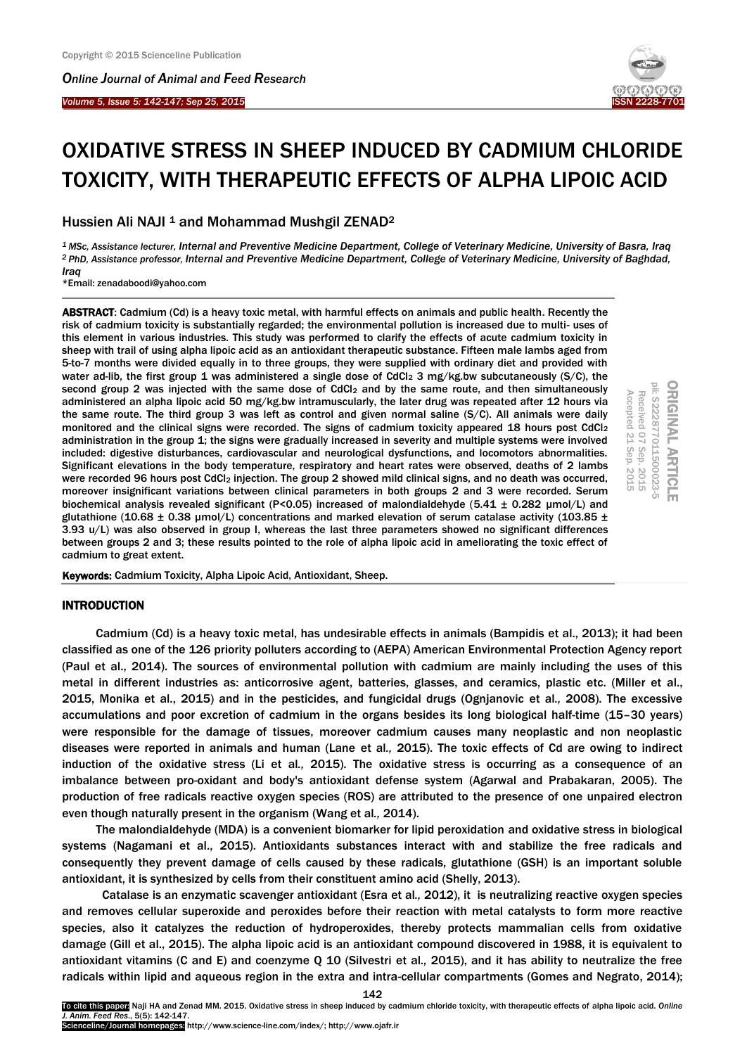# OXIDATIVE STRESS IN SHEEP INDUCED BY CADMIUM CHLORIDE TOXICITY, WITH THERAPEUTIC EFFECTS OF ALPHA LIPOIC ACID

Hussien Ali NAJI [1] and Mohammad Mushgil ZENAD[2]

[1] *MSc, Assistance lecturer, Internal and Preventive Medicine Department, College of Veterinary Medicine, University of Basra, Iraq*
[2] *PhD, Assistance professor, Internal and Preventive Medicine Department, College of Veterinary Medicine, University of Baghdad, Iraq*
*Email: zenadaboodi@yahoo.com

**ORIGINAL ARTICLE**
pii: S222877011500023-5
Received 07 Sep. 2015
Accepted 21 Sep. 2015

**ABSTRACT**: Cadmium (Cd) is a heavy toxic metal, with harmful effects on animals and public health. Recently the risk of cadmium toxicity is substantially regarded; the environmental pollution is increased due to multi- uses of this element in various industries. This study was performed to clarify the effects of acute cadmium toxicity in sheep with trail of using alpha lipoic acid as an antioxidant therapeutic substance. Fifteen male lambs aged from 5-to-7 months were divided equally in to three groups, they were supplied with ordinary diet and provided with water ad-lib, the first group 1 was administered a single dose of $CdCl_2$ 3 mg/kg.bw subcutaneously (S/C), the second group 2 was injected with the same dose of $CdCl_2$ and by the same route, and then simultaneously administered an alpha lipoic acid 50 mg/kg.bw intramuscularly, the later drug was repeated after 12 hours via the same route. The third group 3 was left as control and given normal saline (S/C). All animals were daily monitored and the clinical signs were recorded. The signs of cadmium toxicity appeared 18 hours post $CdCl_2$ administration in the group 1; the signs were gradually increased in severity and multiple systems were involved included: digestive disturbances, cardiovascular and neurological dysfunctions, and locomotors abnormalities. Significant elevations in the body temperature, respiratory and heart rates were observed, deaths of 2 lambs were recorded 96 hours post $CdCl_2$ injection. The group 2 showed mild clinical signs, and no death was occurred, moreover insignificant variations between clinical parameters in both groups 2 and 3 were recorded. Serum biochemical analysis revealed significant ($P<0.05$) increased of malondialdehyde (5.41 ± 0.282 μmol/L) and glutathione (10.68 ± 0.38 μmol/L) concentrations and marked elevation of serum catalase activity (103.85 ± 3.93 u/L) was also observed in group I, whereas the last three parameters showed no significant differences between groups 2 and 3; these results pointed to the role of alpha lipoic acid in ameliorating the toxic effect of cadmium to great extent.

**Keywords:** Cadmium Toxicity, Alpha Lipoic Acid, Antioxidant, Sheep.

## INTRODUCTION

Cadmium (Cd) is a heavy toxic metal, has undesirable effects in animals (Bampidis et al., 2013); it had been classified as one of the 126 priority polluters according to (AEPA) American Environmental Protection Agency report (Paul et al., 2014). The sources of environmental pollution with cadmium are mainly including the uses of this metal in different industries as: anticorrosive agent, batteries, glasses, and ceramics, plastic etc. (Miller et al., 2015, Monika et al., 2015) and in the pesticides, and fungicidal drugs (Ognjanovic et al., 2008). The excessive accumulations and poor excretion of cadmium in the organs besides its long biological half-time (15–30 years) were responsible for the damage of tissues, moreover cadmium causes many neoplastic and non neoplastic diseases were reported in animals and human (Lane et al., 2015). The toxic effects of Cd are owing to indirect induction of the oxidative stress (Li et al., 2015). The oxidative stress is occurring as a consequence of an imbalance between pro-oxidant and body's antioxidant defense system (Agarwal and Prabakaran, 2005). The production of free radicals reactive oxygen species (ROS) are attributed to the presence of one unpaired electron even though naturally present in the organism (Wang et al., 2014).

The malondialdehyde (MDA) is a convenient biomarker for lipid peroxidation and oxidative stress in biological systems (Nagamani et al., 2015). Antioxidants substances interact with and stabilize the free radicals and consequently they prevent damage of cells caused by these radicals, glutathione (GSH) is an important soluble antioxidant, it is synthesized by cells from their constituent amino acid (Shelly, 2013).

Catalase is an enzymatic scavenger antioxidant (Esra et al., 2012), it is neutralizing reactive oxygen species and removes cellular superoxide and peroxides before their reaction with metal catalysts to form more reactive species, also it catalyzes the reduction of hydroperoxides, thereby protects mammalian cells from oxidative damage (Gill et al., 2015). The alpha lipoic acid is an antioxidant compound discovered in 1988, it is equivalent to antioxidant vitamins (C and E) and coenzyme Q 10 (Silvestri et al., 2015), and it has ability to neutralize the free radicals within lipid and aqueous region in the extra and intra-cellular compartments (Gomes and Negrato, 2014);

To cite this paper: Naji HA and Zenad MM. 2015. Oxidative stress in sheep induced by cadmium chloride toxicity, with therapeutic effects of alpha lipoic acid. *Online J. Anim. Feed Res.*, 5(5): 142-147.
Scienceline/Journal homepages: http://www.science-line.com/index/; http://www.ojafr.ir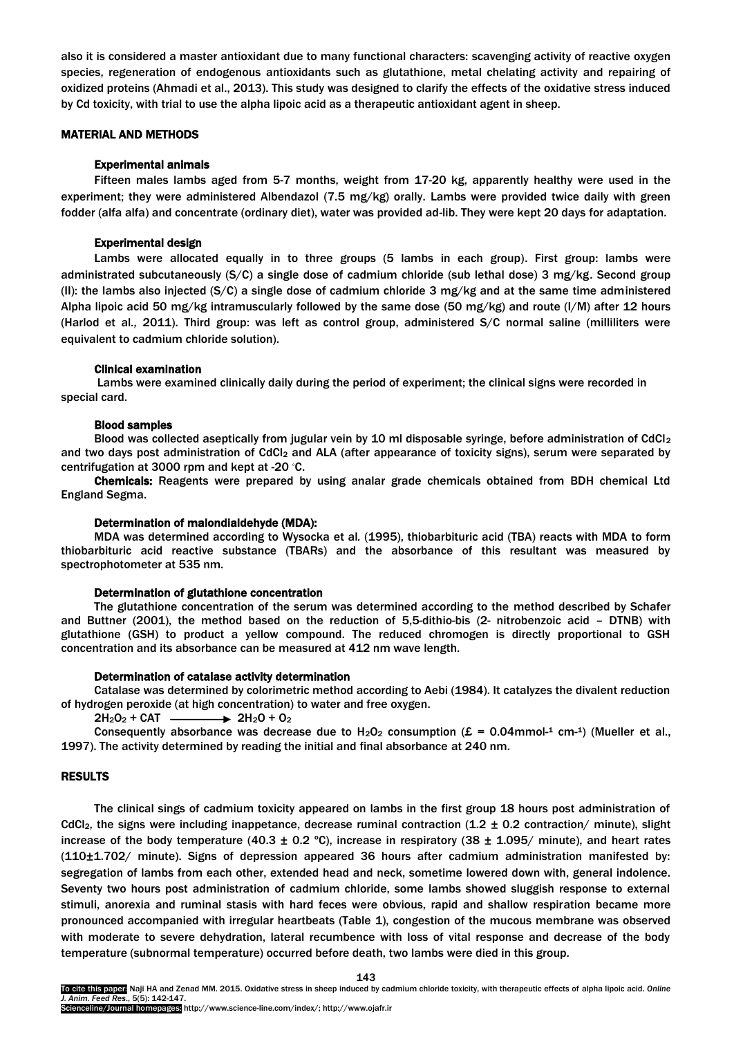also it is considered a master antioxidant due to many functional characters: scavenging activity of reactive oxygen species, regeneration of endogenous antioxidants such as glutathione, metal chelating activity and repairing of oxidized proteins (Ahmadi et al., 2013). This study was designed to clarify the effects of the oxidative stress induced by Cd toxicity, with trial to use the alpha lipoic acid as a therapeutic antioxidant agent in sheep.

## MATERIAL AND METHODS

### Experimental animals

Fifteen males lambs aged from 5-7 months, weight from 17-20 kg, apparently healthy were used in the experiment; they were administered Albendazol (7.5 mg/kg) orally. Lambs were provided twice daily with green fodder (alfa alfa) and concentrate (ordinary diet), water was provided ad-lib. They were kept 20 days for adaptation.

### Experimental design

Lambs were allocated equally in to three groups (5 lambs in each group). First group: lambs were administrated subcutaneously (S/C) a single dose of cadmium chloride (sub lethal dose) 3 mg/kg. Second group (II): the lambs also injected (S/C) a single dose of cadmium chloride 3 mg/kg and at the same time administered Alpha lipoic acid 50 mg/kg intramuscularly followed by the same dose (50 mg/kg) and route (I/M) after 12 hours (Harlod et al., 2011). Third group: was left as control group, administered S/C normal saline (milliliters were equivalent to cadmium chloride solution).

### Clinical examination

Lambs were examined clinically daily during the period of experiment; the clinical signs were recorded in special card.

### Blood samples

Blood was collected aseptically from jugular vein by 10 ml disposable syringe, before administration of $CdCl_2$ and two days post administration of $CdCl_2$ and ALA (after appearance of toxicity signs), serum were separated by centrifugation at 3000 rpm and kept at -20 °C.

**Chemicals:** Reagents were prepared by using analar grade chemicals obtained from BDH chemical Ltd England Segma.

### Determination of malondialdehyde (MDA):

MDA was determined according to Wysocka et al. (1995), thiobarbituric acid (TBA) reacts with MDA to form thiobarbituric acid reactive substance (TBARs) and the absorbance of this resultant was measured by spectrophotometer at 535 nm.

### Determination of glutathione concentration

The glutathione concentration of the serum was determined according to the method described by Schafer and Buttner (2001), the method based on the reduction of 5,5-dithio-bis (2- nitrobenzoic acid – DTNB) with glutathione (GSH) to product a yellow compound. The reduced chromogen is directly proportional to GSH concentration and its absorbance can be measured at 412 nm wave length.

### Determination of catalase activity determination

Catalase was determined by colorimetric method according to Aebi (1984). It catalyzes the divalent reduction of hydrogen peroxide (at high concentration) to water and free oxygen.

$$2H_2O_2 + CAT \longrightarrow 2H_2O + O_2$$

Consequently absorbance was decrease due to $H_2O_2$ consumption (£ = 0.04mmol$^{-1}$ cm$^{-1}$) (Mueller et al., 1997). The activity determined by reading the initial and final absorbance at 240 nm.

## RESULTS

The clinical sings of cadmium toxicity appeared on lambs in the first group 18 hours post administration of $CdCl_2$, the signs were including inappetance, decrease ruminal contraction (1.2 ± 0.2 contraction/ minute), slight increase of the body temperature (40.3 ± 0.2 ºC), increase in respiratory (38 ± 1.095/ minute), and heart rates (110±1.702/ minute). Signs of depression appeared 36 hours after cadmium administration manifested by: segregation of lambs from each other, extended head and neck, sometime lowered down with, general indolence. Seventy two hours post administration of cadmium chloride, some lambs showed sluggish response to external stimuli, anorexia and ruminal stasis with hard feces were obvious, rapid and shallow respiration became more pronounced accompanied with irregular heartbeats (Table 1), congestion of the mucous membrane was observed with moderate to severe dehydration, lateral recumbence with loss of vital response and decrease of the body temperature (subnormal temperature) occurred before death, two lambs were died in this group.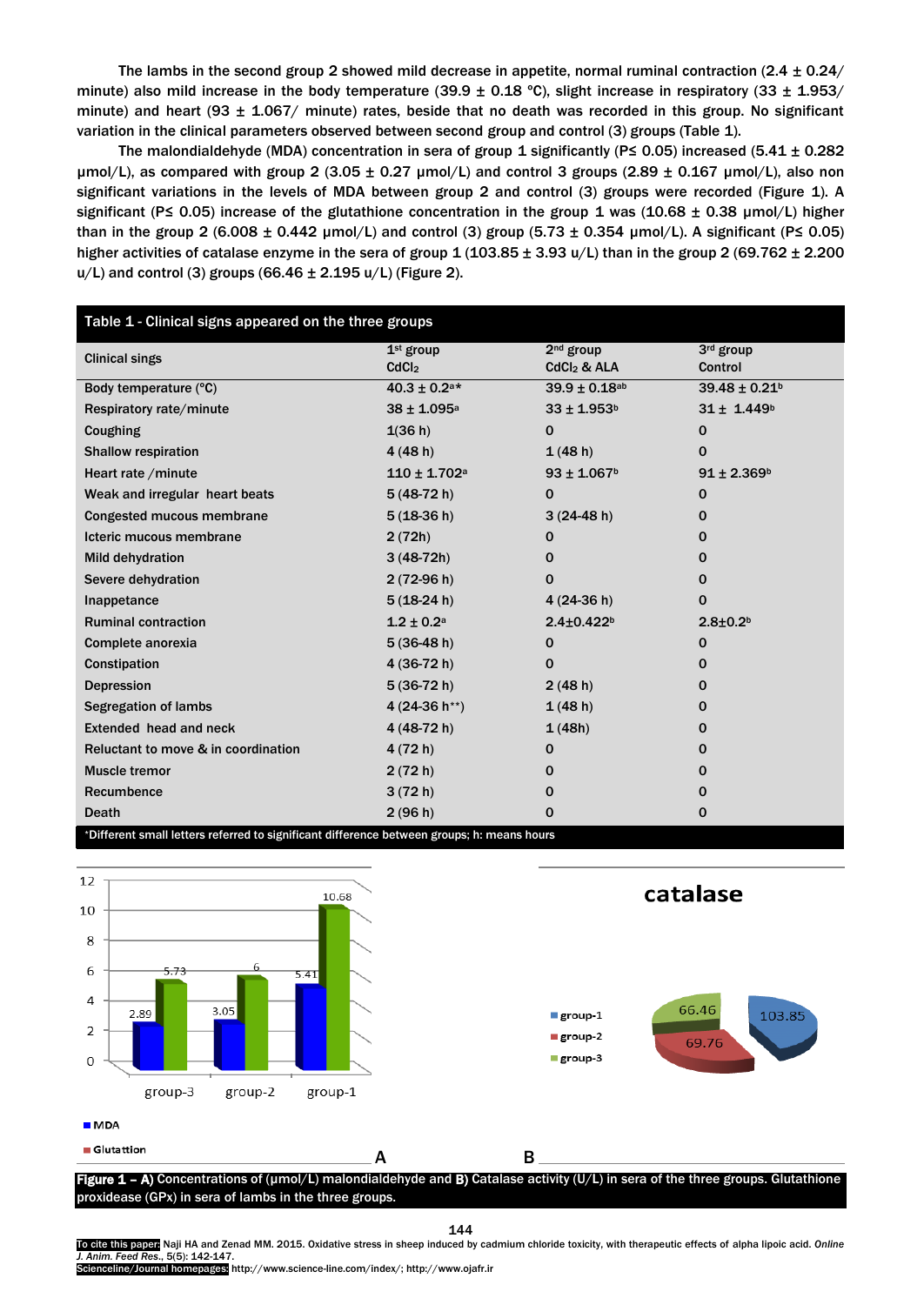The lambs in the second group 2 showed mild decrease in appetite, normal ruminal contraction (2.4 ± 0.24/ minute) also mild increase in the body temperature (39.9 ± 0.18 °C), slight increase in respiratory (33 ± 1.953/ minute) and heart (93 ± 1.067/ minute) rates, beside that no death was recorded in this group. No significant variation in the clinical parameters observed between second group and control (3) groups (Table 1).

The malondialdehyde (MDA) concentration in sera of group 1 significantly (P≤ 0.05) increased (5.41 ± 0.282 µmol/L), as compared with group 2 (3.05 ± 0.27 µmol/L) and control 3 groups (2.89 ± 0.167 µmol/L), also non significant variations in the levels of MDA between group 2 and control (3) groups were recorded (Figure 1). A significant (P≤ 0.05) increase of the glutathione concentration in the group 1 was (10.68 ± 0.38 µmol/L) higher than in the group 2 (6.008 ± 0.442 µmol/L) and control (3) group (5.73 ± 0.354 µmol/L). A significant (P≤ 0.05) higher activities of catalase enzyme in the sera of group 1 (103.85 ± 3.93 u/L) than in the group 2 (69.762 ± 2.200 u/L) and control (3) groups (66.46 ± 2.195 u/L) (Figure 2).

**Table 1 - Clinical signs appeared on the three groups**

| Clinical sings | 1st group $CdCl_2$ | 2nd group $CdCl_2$ & ALA | 3rd group Control |
|---|---|---|---|
| Body temperature (°C) | 40.3 ± 0.2a* | 39.9 ± 0.18ab | 39.48 ± 0.21b |
| Respiratory rate/minute | 38 ± 1.095a | 33 ± 1.953b | 31 ± 1.449b |
| Coughing | 1(36 h) | 0 | 0 |
| Shallow respiration | 4 (48 h) | 1 (48 h) | 0 |
| Heart rate /minute | 110 ± 1.702a | 93 ± 1.067b | 91 ± 2.369b |
| Weak and irregular heart beats | 5 (48-72 h) | 0 | 0 |
| Congested mucous membrane | 5 (18-36 h) | 3 (24-48 h) | 0 |
| Icteric mucous membrane | 2 (72h) | 0 | 0 |
| Mild dehydration | 3 (48-72h) | 0 | 0 |
| Severe dehydration | 2 (72-96 h) | 0 | 0 |
| Inappetance | 5 (18-24 h) | 4 (24-36 h) | 0 |
| Ruminal contraction | 1.2 ± 0.2a | 2.4±0.422b | 2.8±0.2b |
| Complete anorexia | 5 (36-48 h) | 0 | 0 |
| Constipation | 4 (36-72 h) | 0 | 0 |
| Depression | 5 (36-72 h) | 2 (48 h) | 0 |
| Segregation of lambs | 4 (24-36 h**) | 1 (48 h) | 0 |
| Extended head and neck | 4 (48-72 h) | 1 (48h) | 0 |
| Reluctant to move & in coordination | 4 (72 h) | 0 | 0 |
| Muscle tremor | 2 (72 h) | 0 | 0 |
| Recumbence | 3 (72 h) | 0 | 0 |
| Death | 2 (96 h) | 0 | 0 |

*Different small letters referred to significant difference between groups; h: means hours

**Figure 1 – A)** Concentrations of (µmol/L) malondialdehyde and **B)** Catalase activity (U/L) in sera of the three groups. Glutathione proxidease (GPx) in sera of lambs in the three groups.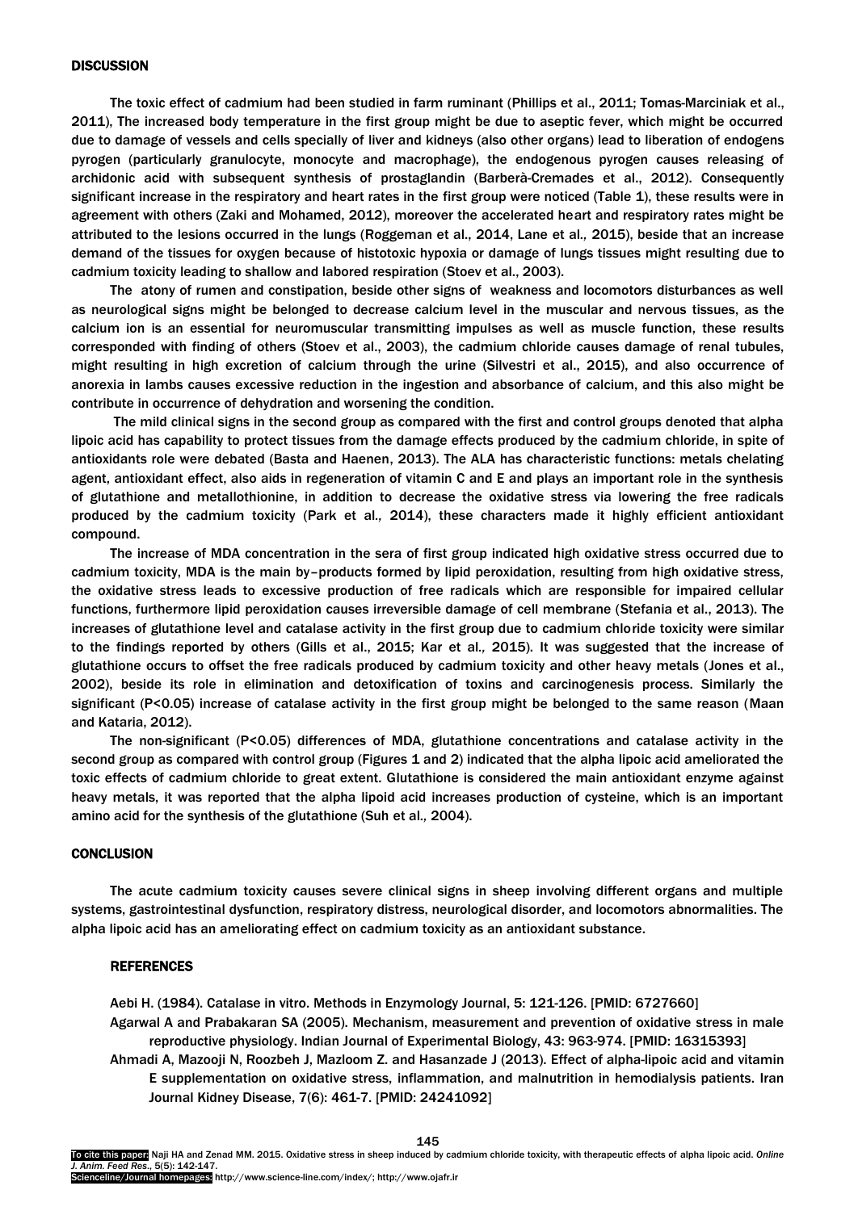## DISCUSSION

The toxic effect of cadmium had been studied in farm ruminant (Phillips et al., 2011; Tomas-Marciniak et al., 2011), The increased body temperature in the first group might be due to aseptic fever, which might be occurred due to damage of vessels and cells specially of liver and kidneys (also other organs) lead to liberation of endogens pyrogen (particularly granulocyte, monocyte and macrophage), the endogenous pyrogen causes releasing of archidonic acid with subsequent synthesis of prostaglandin (Barberà-Cremades et al., 2012). Consequently significant increase in the respiratory and heart rates in the first group were noticed (Table 1), these results were in agreement with others (Zaki and Mohamed, 2012), moreover the accelerated heart and respiratory rates might be attributed to the lesions occurred in the lungs (Roggeman et al., 2014, Lane et al., 2015), beside that an increase demand of the tissues for oxygen because of histotoxic hypoxia or damage of lungs tissues might resulting due to cadmium toxicity leading to shallow and labored respiration (Stoev et al., 2003).

The atony of rumen and constipation, beside other signs of weakness and locomotors disturbances as well as neurological signs might be belonged to decrease calcium level in the muscular and nervous tissues, as the calcium ion is an essential for neuromuscular transmitting impulses as well as muscle function, these results corresponded with finding of others (Stoev et al., 2003), the cadmium chloride causes damage of renal tubules, might resulting in high excretion of calcium through the urine (Silvestri et al., 2015), and also occurrence of anorexia in lambs causes excessive reduction in the ingestion and absorbance of calcium, and this also might be contribute in occurrence of dehydration and worsening the condition.

The mild clinical signs in the second group as compared with the first and control groups denoted that alpha lipoic acid has capability to protect tissues from the damage effects produced by the cadmium chloride, in spite of antioxidants role were debated (Basta and Haenen, 2013). The ALA has characteristic functions: metals chelating agent, antioxidant effect, also aids in regeneration of vitamin C and E and plays an important role in the synthesis of glutathione and metallothionine, in addition to decrease the oxidative stress via lowering the free radicals produced by the cadmium toxicity (Park et al., 2014), these characters made it highly efficient antioxidant compound.

The increase of MDA concentration in the sera of first group indicated high oxidative stress occurred due to cadmium toxicity, MDA is the main by–products formed by lipid peroxidation, resulting from high oxidative stress, the oxidative stress leads to excessive production of free radicals which are responsible for impaired cellular functions, furthermore lipid peroxidation causes irreversible damage of cell membrane (Stefania et al., 2013). The increases of glutathione level and catalase activity in the first group due to cadmium chloride toxicity were similar to the findings reported by others (Gills et al., 2015; Kar et al., 2015). It was suggested that the increase of glutathione occurs to offset the free radicals produced by cadmium toxicity and other heavy metals (Jones et al., 2002), beside its role in elimination and detoxification of toxins and carcinogenesis process. Similarly the significant ($P<0.05$) increase of catalase activity in the first group might be belonged to the same reason (Maan and Kataria, 2012).

The non-significant ($P<0.05$) differences of MDA, glutathione concentrations and catalase activity in the second group as compared with control group (Figures 1 and 2) indicated that the alpha lipoic acid ameliorated the toxic effects of cadmium chloride to great extent. Glutathione is considered the main antioxidant enzyme against heavy metals, it was reported that the alpha lipoid acid increases production of cysteine, which is an important amino acid for the synthesis of the glutathione (Suh et al., 2004).

## CONCLUSION

The acute cadmium toxicity causes severe clinical signs in sheep involving different organs and multiple systems, gastrointestinal dysfunction, respiratory distress, neurological disorder, and locomotors abnormalities. The alpha lipoic acid has an ameliorating effect on cadmium toxicity as an antioxidant substance.

## REFERENCES

Aebi H. (1984). Catalase in vitro. Methods in Enzymology Journal, 5: 121-126. [PMID: 6727660]

Agarwal A and Prabakaran SA (2005). Mechanism, measurement and prevention of oxidative stress in male reproductive physiology. Indian Journal of Experimental Biology, 43: 963-974. [PMID: 16315393]

Ahmadi A, Mazooji N, Roozbeh J, Mazloom Z. and Hasanzade J (2013). Effect of alpha-lipoic acid and vitamin E supplementation on oxidative stress, inflammation, and malnutrition in hemodialysis patients. Iran Journal Kidney Disease, 7(6): 461-7. [PMID: 24241092]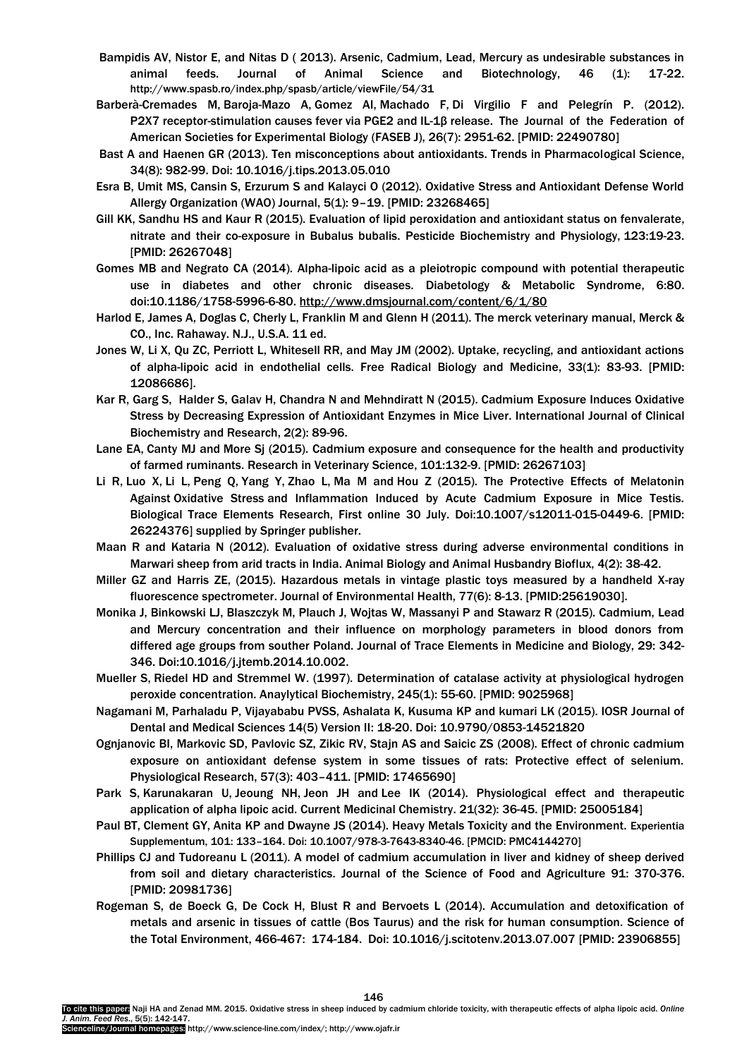Bampidis AV, Nistor E, and Nitas D ( 2013). Arsenic, Cadmium, Lead, Mercury as undesirable substances in animal feeds. Journal of Animal Science and Biotechnology, 46 (1): 17-22. http://www.spasb.ro/index.php/spasb/article/viewFile/54/31

Barberà-Cremades M, Baroja-Mazo A, Gomez AI, Machado F, Di Virgilio F and Pelegrín P. (2012). P2X7 receptor-stimulation causes fever via PGE2 and IL-1β release. The Journal of the Federation of American Societies for Experimental Biology (FASEB J), 26(7): 2951-62. [PMID: 22490780]

Bast A and Haenen GR (2013). Ten misconceptions about antioxidants. Trends in Pharmacological Science, 34(8): 982-99. Doi: 10.1016/j.tips.2013.05.010

Esra B, Umit MS, Cansin S, Erzurum S and Kalayci O (2012). Oxidative Stress and Antioxidant Defense World Allergy Organization (WAO) Journal, 5(1): 9–19. [PMID: 23268465]

Gill KK, Sandhu HS and Kaur R (2015). Evaluation of lipid peroxidation and antioxidant status on fenvalerate, nitrate and their co-exposure in Bubalus bubalis. Pesticide Biochemistry and Physiology, 123:19-23. [PMID: 26267048]

Gomes MB and Negrato CA (2014). Alpha-lipoic acid as a pleiotropic compound with potential therapeutic use in diabetes and other chronic diseases. Diabetology & Metabolic Syndrome, 6:80. doi:10.1186/1758-5996-6-80. http://www.dmsjournal.com/content/6/1/80

Harlod E, James A, Doglas C, Cherly L, Franklin M and Glenn H (2011). The merck veterinary manual, Merck & CO., Inc. Rahaway. N.J., U.S.A. 11 ed.

Jones W, Li X, Qu ZC, Perriott L, Whitesell RR, and May JM (2002). Uptake, recycling, and antioxidant actions of alpha-lipoic acid in endothelial cells. Free Radical Biology and Medicine, 33(1): 83-93. [PMID: 12086686].

Kar R, Garg S, Halder S, Galav H, Chandra N and Mehndiratt N (2015). Cadmium Exposure Induces Oxidative Stress by Decreasing Expression of Antioxidant Enzymes in Mice Liver. International Journal of Clinical Biochemistry and Research, 2(2): 89-96.

Lane EA, Canty MJ and More Sj (2015). Cadmium exposure and consequence for the health and productivity of farmed ruminants. Research in Veterinary Science, 101:132-9. [PMID: 26267103]

Li R, Luo X, Li L, Peng Q, Yang Y, Zhao L, Ma M and Hou Z (2015). The Protective Effects of Melatonin Against Oxidative Stress and Inflammation Induced by Acute Cadmium Exposure in Mice Testis. Biological Trace Elements Research, First online 30 July. Doi:10.1007/s12011-015-0449-6. [PMID: 26224376] supplied by Springer publisher.

Maan R and Kataria N (2012). Evaluation of oxidative stress during adverse environmental conditions in Marwari sheep from arid tracts in India. Animal Biology and Animal Husbandry Bioflux, 4(2): 38-42.

Miller GZ and Harris ZE, (2015). Hazardous metals in vintage plastic toys measured by a handheld X-ray fluorescence spectrometer. Journal of Environmental Health, 77(6): 8-13. [PMID:25619030].

Monika J, Binkowski LJ, Blaszczyk M, Plauch J, Wojtas W, Massanyi P and Stawarz R (2015). Cadmium, Lead and Mercury concentration and their influence on morphology parameters in blood donors from differed age groups from souther Poland. Journal of Trace Elements in Medicine and Biology, 29: 342-346. Doi:10.1016/j.jtemb.2014.10.002.

Mueller S, Riedel HD and Stremmel W. (1997). Determination of catalase activity at physiological hydrogen peroxide concentration. Anaylytical Biochemistry, 245(1): 55-60. [PMID: 9025968]

Nagamani M, Parhaladu P, Vijayababu PVSS, Ashalata K, Kusuma KP and kumari LK (2015). IOSR Journal of Dental and Medical Sciences 14(5) Version II: 18-20. Doi: 10.9790/0853-14521820

Ognjanovic BI, Markovic SD, Pavlovic SZ, Zikic RV, Stajn AS and Saicic ZS (2008). Effect of chronic cadmium exposure on antioxidant defense system in some tissues of rats: Protective effect of selenium. Physiological Research, 57(3): 403–411. [PMID: 17465690]

Park S, Karunakaran U, Jeoung NH, Jeon JH and Lee IK (2014). Physiological effect and therapeutic application of alpha lipoic acid. Current Medicinal Chemistry. 21(32): 36-45. [PMID: 25005184]

Paul BT, Clement GY, Anita KP and Dwayne JS (2014). Heavy Metals Toxicity and the Environment. Experientia Supplementum, 101: 133–164. Doi: 10.1007/978-3-7643-8340-46. [PMCID: PMC4144270]

Phillips CJ and Tudoreanu L (2011). A model of cadmium accumulation in liver and kidney of sheep derived from soil and dietary characteristics. Journal of the Science of Food and Agriculture 91: 370-376. [PMID: 20981736]

Rogeman S, de Boeck G, De Cock H, Blust R and Bervoets L (2014). Accumulation and detoxification of metals and arsenic in tissues of cattle (Bos Taurus) and the risk for human consumption. Science of the Total Environment, 466-467: 174-184. Doi: 10.1016/j.scitotenv.2013.07.007 [PMID: 23906855]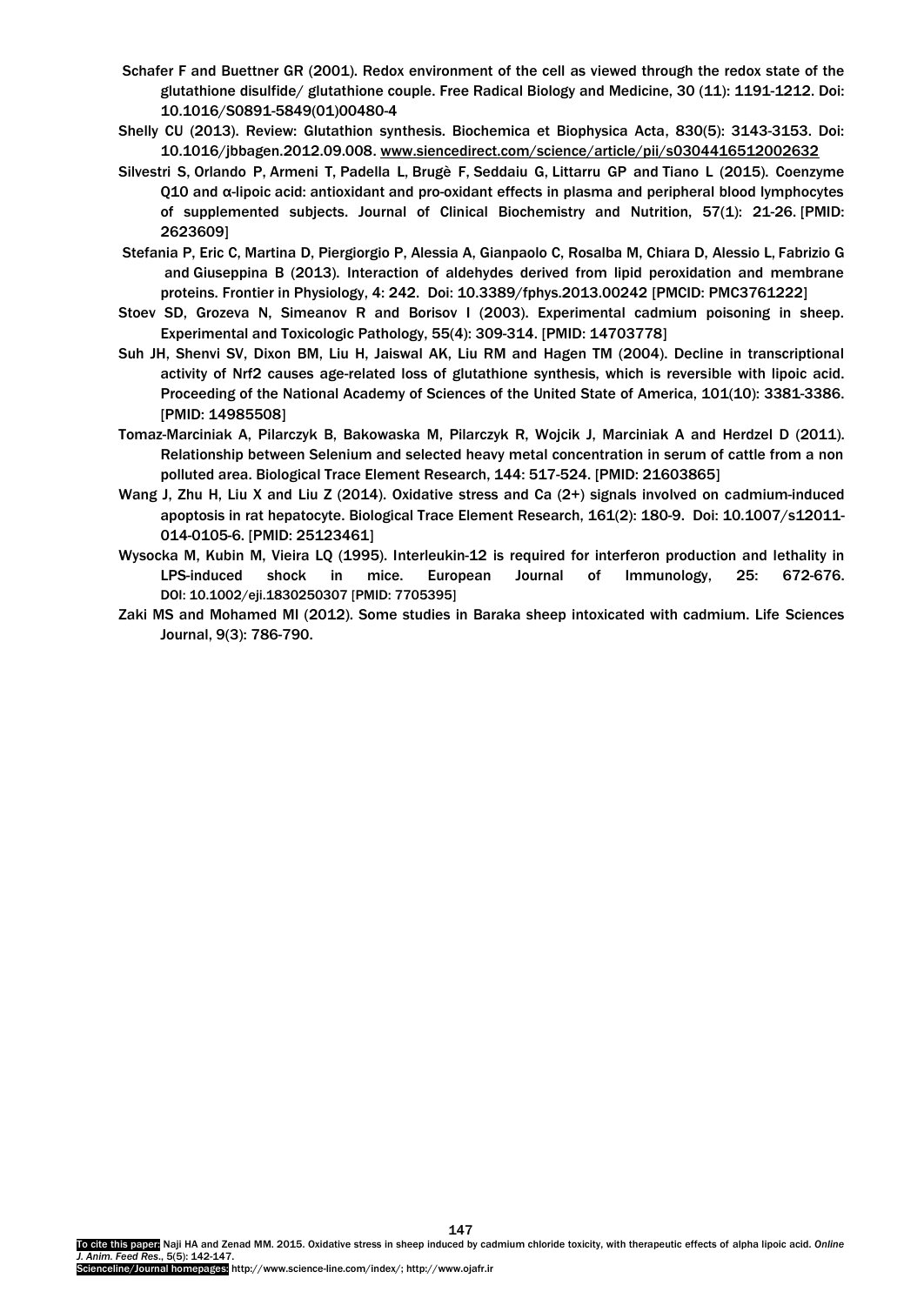Schafer F and Buettner GR (2001). Redox environment of the cell as viewed through the redox state of the glutathione disulfide/ glutathione couple. Free Radical Biology and Medicine, 30 (11): 1191-1212. Doi: 10.1016/S0891-5849(01)00480-4

Shelly CU (2013). Review: Glutathion synthesis. Biochemica et Biophysica Acta, 830(5): 3143-3153. Doi: 10.1016/jbbagen.2012.09.008. www.siencedirect.com/science/article/pii/s0304416512002632

Silvestri S, Orlando P, Armeni T, Padella L, Brugè F, Seddaiu G, Littarru GP and Tiano L (2015). Coenzyme Q10 and α-lipoic acid: antioxidant and pro-oxidant effects in plasma and peripheral blood lymphocytes of supplemented subjects. Journal of Clinical Biochemistry and Nutrition, 57(1): 21-26. [PMID: 2623609]

Stefania P, Eric C, Martina D, Piergiorgio P, Alessia A, Gianpaolo C, Rosalba M, Chiara D, Alessio L, Fabrizio G and Giuseppina B (2013). Interaction of aldehydes derived from lipid peroxidation and membrane proteins. Frontier in Physiology, 4: 242. Doi: 10.3389/fphys.2013.00242 [PMCID: PMC3761222]

Stoev SD, Grozeva N, Simeanov R and Borisov I (2003). Experimental cadmium poisoning in sheep. Experimental and Toxicologic Pathology, 55(4): 309-314. [PMID: 14703778]

Suh JH, Shenvi SV, Dixon BM, Liu H, Jaiswal AK, Liu RM and Hagen TM (2004). Decline in transcriptional activity of Nrf2 causes age-related loss of glutathione synthesis, which is reversible with lipoic acid. Proceeding of the National Academy of Sciences of the United State of America, 101(10): 3381-3386. [PMID: 14985508]

Tomaz-Marciniak A, Pilarczyk B, Bakowaska M, Pilarczyk R, Wojcik J, Marciniak A and Herdzel D (2011). Relationship between Selenium and selected heavy metal concentration in serum of cattle from a non polluted area. Biological Trace Element Research, 144: 517-524. [PMID: 21603865]

Wang J, Zhu H, Liu X and Liu Z (2014). Oxidative stress and Ca (2+) signals involved on cadmium-induced apoptosis in rat hepatocyte. Biological Trace Element Research, 161(2): 180-9. Doi: 10.1007/s12011-014-0105-6. [PMID: 25123461]

Wysocka M, Kubin M, Vieira LQ (1995). Interleukin-12 is required for interferon production and lethality in LPS-induced shock in mice. European Journal of Immunology, 25: 672-676. DOI: 10.1002/eji.1830250307 [PMID: 7705395]

Zaki MS and Mohamed MI (2012). Some studies in Baraka sheep intoxicated with cadmium. Life Sciences Journal, 9(3): 786-790.